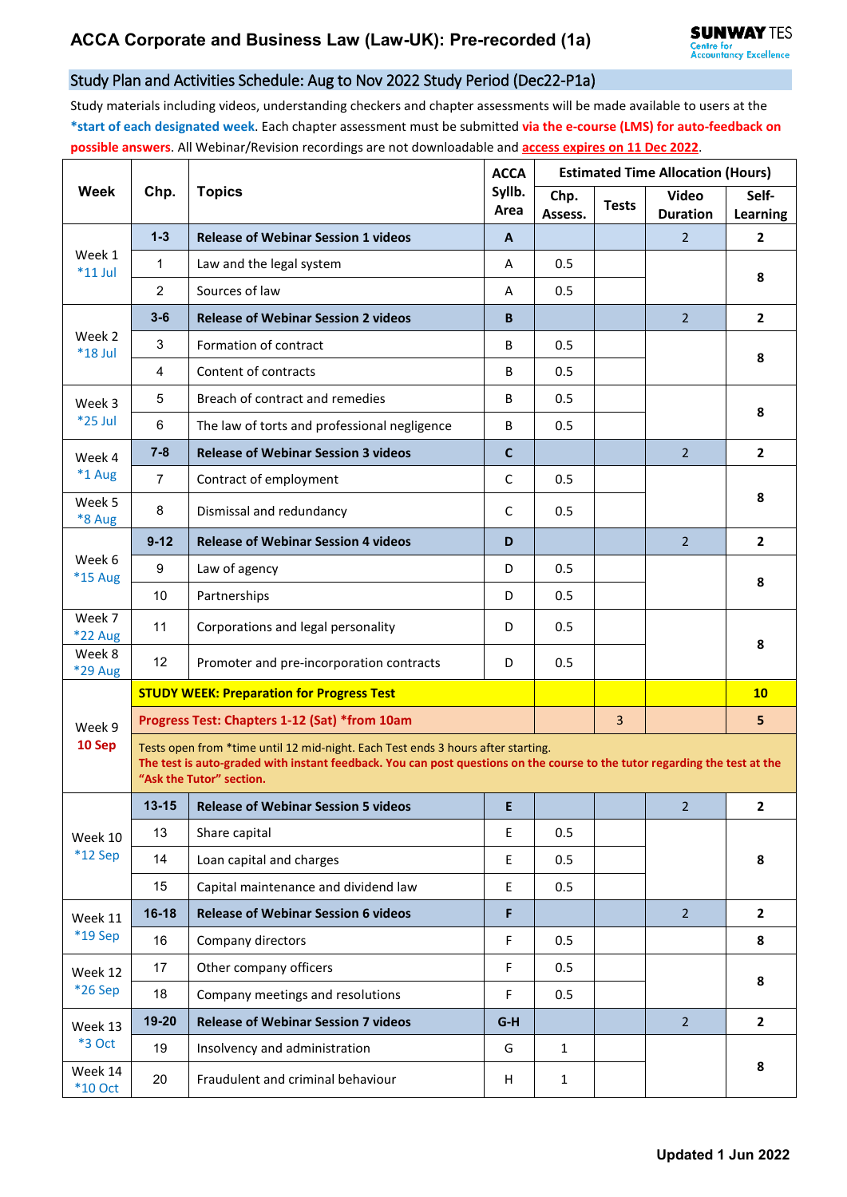# ACCA Corporate and Business Law (Law-UK): Pre-recorded (1a)

SUNWAY TES Centre for Accountancy Excellence

## Study Plan and Activities Schedule: Aug to Nov 2022 Study Period (Dec22-P1a)

Study materials including videos, understanding checkers and chapter assessments will be made available to users at the ***start of each designated week**. Each chapter assessment must be submitted **via the e-course (LMS) for auto-feedback on possible answers**. All Webinar/Revision recordings are not downloadable and **access expires on 11 Dec 2022**.

| Week | Chp. | Topics | ACCA Syllb. Area | Estimated Time Allocation (Hours) | | | |
|---|---|---|---|---|---|---|---|
| | | | | Chp. Assess. | Tests | Video Duration | Self-Learning |
| Week 1 *11 Jul | **1-3** | **Release of Webinar Session 1 videos** | **A** | | | 2 | **2** |
| | 1 | Law and the legal system | A | 0.5 | | | **8** |
| | 2 | Sources of law | A | 0.5 | | | |
| Week 2 *18 Jul | **3-6** | **Release of Webinar Session 2 videos** | **B** | | | 2 | **2** |
| | 3 | Formation of contract | B | 0.5 | | | **8** |
| | 4 | Content of contracts | B | 0.5 | | | |
| Week 3 *25 Jul | 5 | Breach of contract and remedies | B | 0.5 | | | **8** |
| | 6 | The law of torts and professional negligence | B | 0.5 | | | |
| Week 4 *1 Aug | **7-8** | **Release of Webinar Session 3 videos** | **C** | | | 2 | **2** |
| | 7 | Contract of employment | C | 0.5 | | | **8** |
| Week 5 *8 Aug | 8 | Dismissal and redundancy | C | 0.5 | | | |
| Week 6 *15 Aug | **9-12** | **Release of Webinar Session 4 videos** | **D** | | | 2 | **2** |
| | 9 | Law of agency | D | 0.5 | | | **8** |
| | 10 | Partnerships | D | 0.5 | | | |
| Week 7 *22 Aug | 11 | Corporations and legal personality | D | 0.5 | | | **8** |
| Week 8 *29 Aug | 12 | Promoter and pre-incorporation contracts | D | 0.5 | | | |
| Week 9 **10 Sep** | **STUDY WEEK: Preparation for Progress Test** | | | | | | **10** |
| | **Progress Test: Chapters 1-12 (Sat) *from 10am** | | | | 3 | | **5** |
| | Tests open from *time until 12 mid-night. Each Test ends 3 hours after starting. **The test is auto-graded with instant feedback. You can post questions on the course to the tutor regarding the test at the "Ask the Tutor" section.** | | | | | | |
| Week 10 *12 Sep | **13-15** | **Release of Webinar Session 5 videos** | **E** | | | 2 | **2** |
| | 13 | Share capital | E | 0.5 | | | **8** |
| | 14 | Loan capital and charges | E | 0.5 | | | |
| | 15 | Capital maintenance and dividend law | E | 0.5 | | | |
| Week 11 *19 Sep | **16-18** | **Release of Webinar Session 6 videos** | **F** | | | 2 | **2** |
| | 16 | Company directors | F | 0.5 | | | **8** |
| Week 12 *26 Sep | 17 | Other company officers | F | 0.5 | | | **8** |
| | 18 | Company meetings and resolutions | F | 0.5 | | | |
| Week 13 *3 Oct | **19-20** | **Release of Webinar Session 7 videos** | **G-H** | | | 2 | **2** |
| | 19 | Insolvency and administration | G | 1 | | | **8** |
| Week 14 *10 Oct | 20 | Fraudulent and criminal behaviour | H | 1 | | | |

**Updated 1 Jun 2022**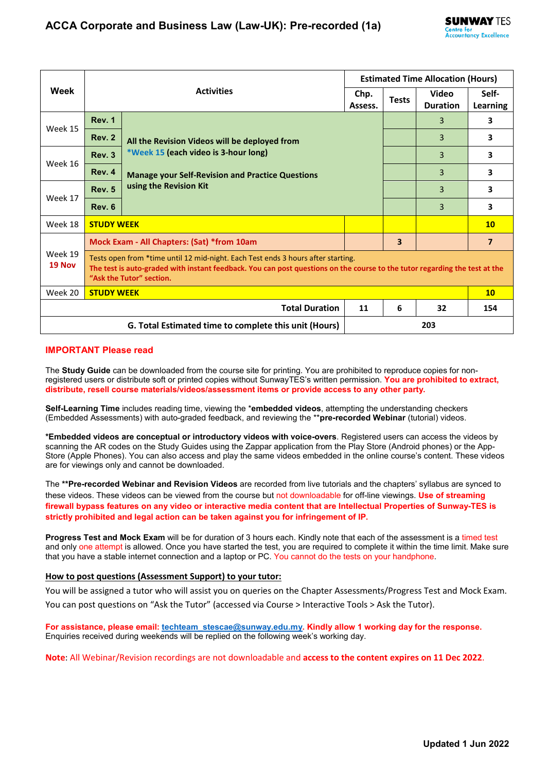# ACCA Corporate and Business Law (Law-UK): Pre-recorded (1a)

| Week | Activities | | Chp. Assess. | Tests | Video Duration | Self-Learning |
|---|---|---|---|---|---|---|
| | | | **Estimated Time Allocation (Hours)** | | | |
| Week 15 | **Rev. 1** | **All the Revision Videos will be deployed from *Week 15 (each video is 3-hour long)**<br><br>**Manage your Self-Revision and Practice Questions using the Revision Kit** | | | 3 | **3** |
| | **Rev. 2** | | | | 3 | **3** |
| Week 16 | **Rev. 3** | | | | 3 | **3** |
| | **Rev. 4** | | | | 3 | **3** |
| Week 17 | **Rev. 5** | | | | 3 | **3** |
| | **Rev. 6** | | | | 3 | **3** |
| Week 18 | **STUDY WEEK** | | | | | **10** |
| Week 19 **19 Nov** | **Mock Exam - All Chapters: (Sat) *from 10am** | | | **3** | | **7** |
| | Tests open from *time until 12 mid-night. Each Test ends 3 hours after starting. **The test is auto-graded with instant feedback. You can post questions on the course to the tutor regarding the test at the "Ask the Tutor" section.** | | | | | |
| Week 20 | **STUDY WEEK** | | | | | **10** |
| | | **Total Duration** | **11** | **6** | **32** | **154** |
| | | **G. Total Estimated time to complete this unit (Hours)** | **203** | | | |

## IMPORTANT Please read

The **Study Guide** can be downloaded from the course site for printing. You are prohibited to reproduce copies for non-registered users or distribute soft or printed copies without SunwayTES's written permission. **You are prohibited to extract, distribute, resell course materials/videos/assessment items or provide access to any other party.**

**Self-Learning Time** includes reading time, viewing the ***embedded videos**, attempting the understanding checkers (Embedded Assessments) with auto-graded feedback, and reviewing the ****pre-recorded Webinar** (tutorial) videos.

***Embedded videos are conceptual or introductory videos with voice-overs**. Registered users can access the videos by scanning the AR codes on the Study Guides using the Zappar application from the Play Store (Android phones) or the App-Store (Apple Phones). You can also access and play the same videos embedded in the online course's content. These videos are for viewings only and cannot be downloaded.

The ****Pre-recorded Webinar and Revision Videos** are recorded from live tutorials and the chapters' syllabus are synced to these videos. These videos can be viewed from the course but not downloadable for off-line viewings. **Use of streaming firewall bypass features on any video or interactive media content that are Intellectual Properties of Sunway-TES is strictly prohibited and legal action can be taken against you for infringement of IP.**

**Progress Test and Mock Exam** will be for duration of 3 hours each. Kindly note that each of the assessment is a timed test and only one attempt is allowed. Once you have started the test, you are required to complete it within the time limit. Make sure that you have a stable internet connection and a laptop or PC. You cannot do the tests on your handphone.

**How to post questions (Assessment Support) to your tutor:**

You will be assigned a tutor who will assist you on queries on the Chapter Assessments/Progress Test and Mock Exam. You can post questions on "Ask the Tutor" (accessed via Course > Interactive Tools > Ask the Tutor).

**For assistance, please email: techteam_stescae@sunway.edu.my. Kindly allow 1 working day for the response.** Enquiries received during weekends will be replied on the following week's working day.

**Note**: All Webinar/Revision recordings are not downloadable and **access to the content expires on 11 Dec 2022**.

**Updated 1 Jun 2022**